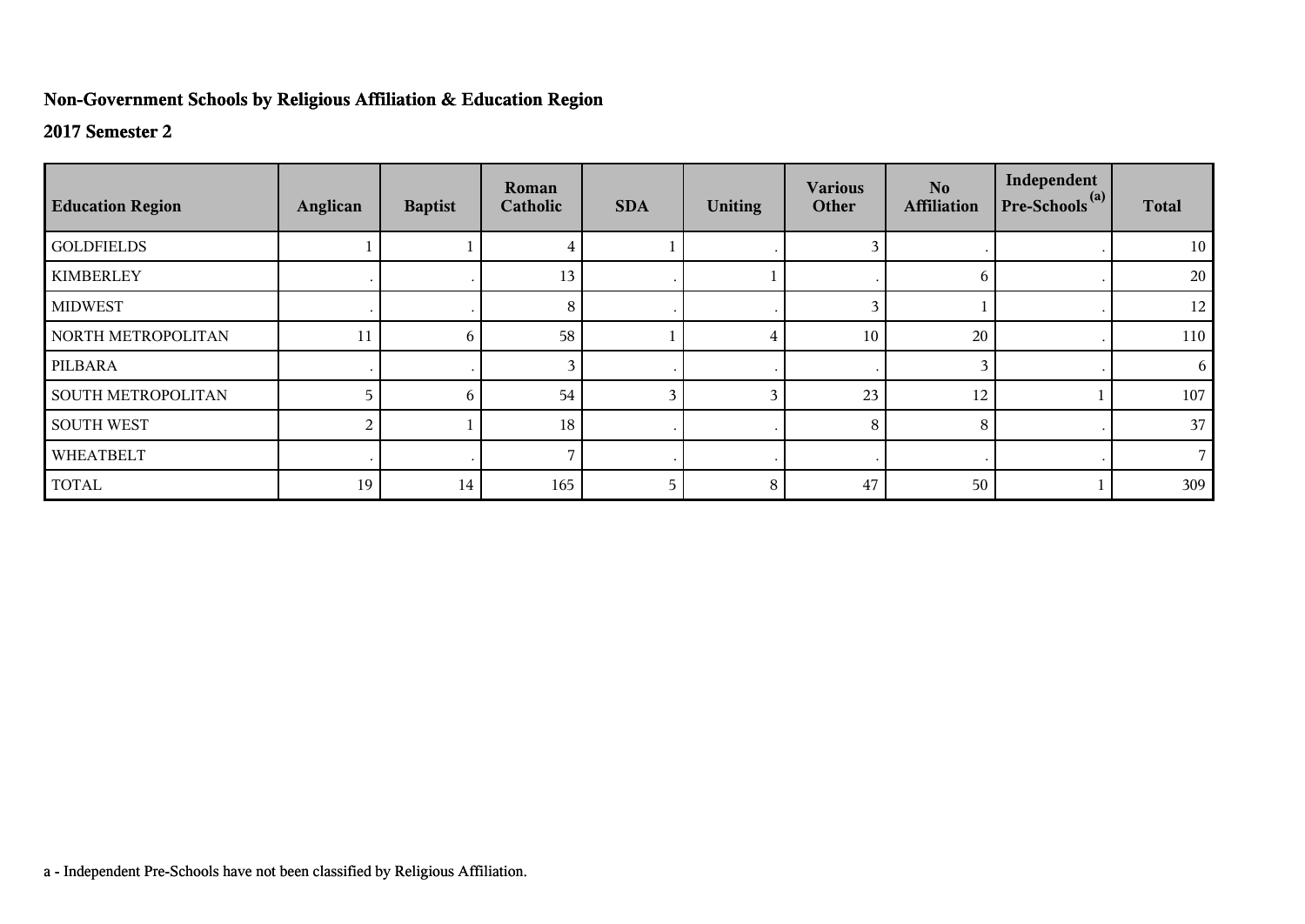## Non-Government Schools by Religious Affiliation & Education Region

### 2017 Semester 2

| Education Region | Anglican | Baptist | Roman Catholic | SDA | Uniting | Various Other | No Affiliation | Independent Pre-Schools [(a)] | Total |
|---|---|---|---|---|---|---|---|---|---|
| GOLDFIELDS | 1 | 1 | 4 | 1 | . | 3 | . | . | 10 |
| KIMBERLEY | . | . | 13 | . | 1 | . | 6 | . | 20 |
| MIDWEST | . | . | 8 | . | . | 3 | 1 | . | 12 |
| NORTH METROPOLITAN | 11 | 6 | 58 | 1 | 4 | 10 | 20 | . | 110 |
| PILBARA | . | . | 3 | . | . | . | 3 | . | 6 |
| SOUTH METROPOLITAN | 5 | 6 | 54 | 3 | 3 | 23 | 12 | 1 | 107 |
| SOUTH WEST | 2 | 1 | 18 | . | . | 8 | 8 | . | 37 |
| WHEATBELT | . | . | 7 | . | . | . | . | . | 7 |
| TOTAL | 19 | 14 | 165 | 5 | 8 | 47 | 50 | 1 | 309 |

a - Independent Pre-Schools have not been classified by Religious Affiliation.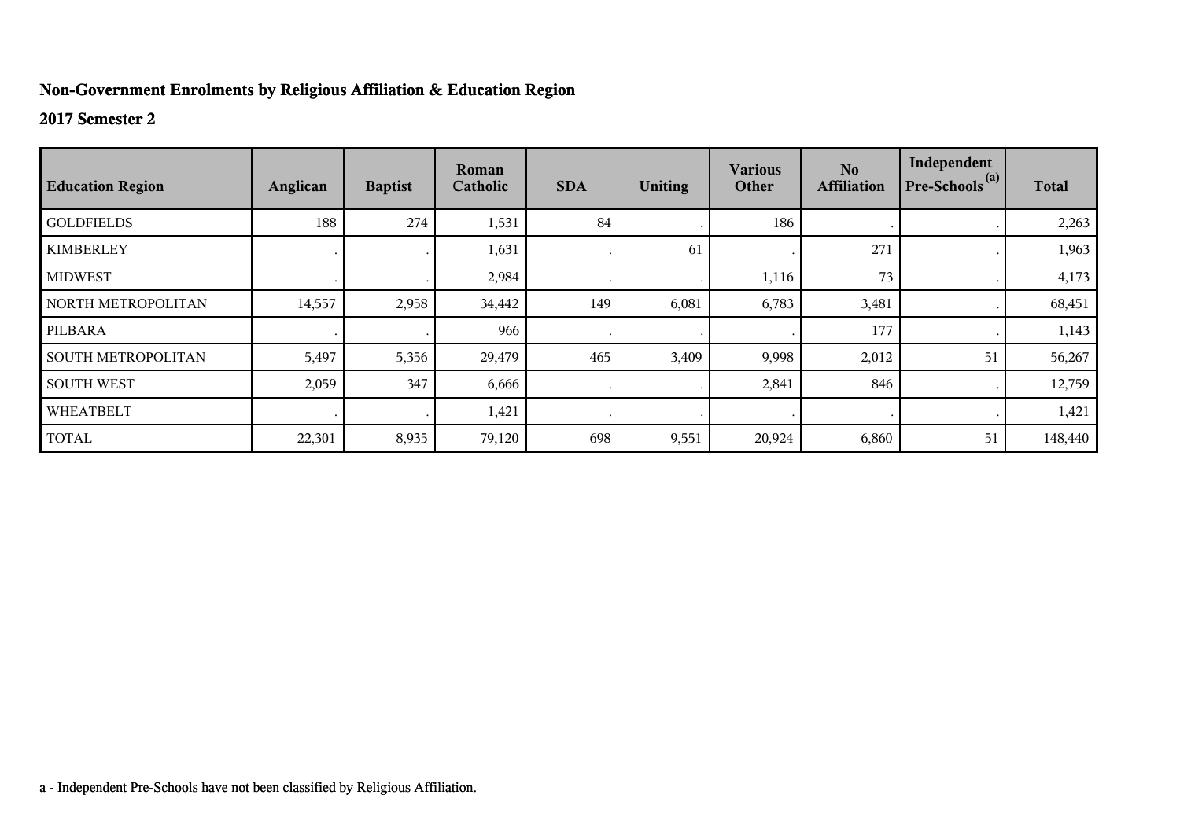**Non-Government Enrolments by Religious Affiliation & Education Region**

**2017 Semester 2**

| Education Region | Anglican | Baptist | Roman Catholic | SDA | Uniting | Various Other | No Affiliation | Independent Pre-Schools [(a)] | Total |
|---|---|---|---|---|---|---|---|---|---|
| GOLDFIELDS | 188 | 274 | 1,531 | 84 | . | 186 | . | . | 2,263 |
| KIMBERLEY | . | . | 1,631 | . | 61 | . | 271 | . | 1,963 |
| MIDWEST | . | . | 2,984 | . | . | 1,116 | 73 | . | 4,173 |
| NORTH METROPOLITAN | 14,557 | 2,958 | 34,442 | 149 | 6,081 | 6,783 | 3,481 | . | 68,451 |
| PILBARA | . | . | 966 | . | . | . | 177 | . | 1,143 |
| SOUTH METROPOLITAN | 5,497 | 5,356 | 29,479 | 465 | 3,409 | 9,998 | 2,012 | 51 | 56,267 |
| SOUTH WEST | 2,059 | 347 | 6,666 | . | . | 2,841 | 846 | . | 12,759 |
| WHEATBELT | . | . | 1,421 | . | . | . | . | . | 1,421 |
| TOTAL | 22,301 | 8,935 | 79,120 | 698 | 9,551 | 20,924 | 6,860 | 51 | 148,440 |

a - Independent Pre-Schools have not been classified by Religious Affiliation.